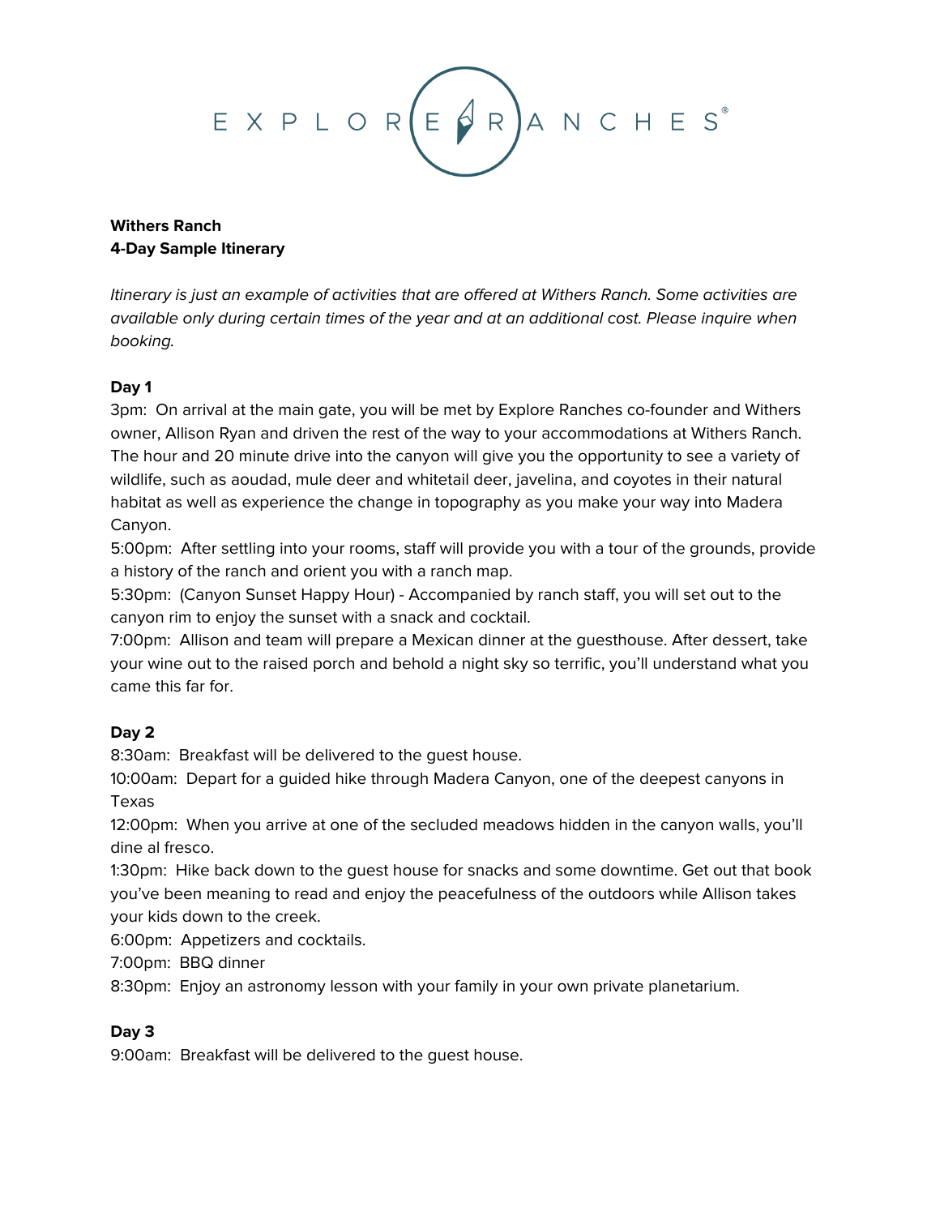EXPLORE RANCHES®

**Withers Ranch**
**4-Day Sample Itinerary**

*Itinerary is just an example of activities that are offered at Withers Ranch. Some activities are available only during certain times of the year and at an additional cost. Please inquire when booking.*

**Day 1**
3pm: On arrival at the main gate, you will be met by Explore Ranches co-founder and Withers owner, Allison Ryan and driven the rest of the way to your accommodations at Withers Ranch. The hour and 20 minute drive into the canyon will give you the opportunity to see a variety of wildlife, such as aoudad, mule deer and whitetail deer, javelina, and coyotes in their natural habitat as well as experience the change in topography as you make your way into Madera Canyon.
5:00pm: After settling into your rooms, staff will provide you with a tour of the grounds, provide a history of the ranch and orient you with a ranch map.
5:30pm: (Canyon Sunset Happy Hour) - Accompanied by ranch staff, you will set out to the canyon rim to enjoy the sunset with a snack and cocktail.
7:00pm: Allison and team will prepare a Mexican dinner at the guesthouse. After dessert, take your wine out to the raised porch and behold a night sky so terrific, you'll understand what you came this far for.

**Day 2**
8:30am: Breakfast will be delivered to the guest house.
10:00am: Depart for a guided hike through Madera Canyon, one of the deepest canyons in Texas
12:00pm: When you arrive at one of the secluded meadows hidden in the canyon walls, you'll dine al fresco.
1:30pm: Hike back down to the guest house for snacks and some downtime. Get out that book you've been meaning to read and enjoy the peacefulness of the outdoors while Allison takes your kids down to the creek.
6:00pm: Appetizers and cocktails.
7:00pm: BBQ dinner
8:30pm: Enjoy an astronomy lesson with your family in your own private planetarium.

**Day 3**
9:00am: Breakfast will be delivered to the guest house.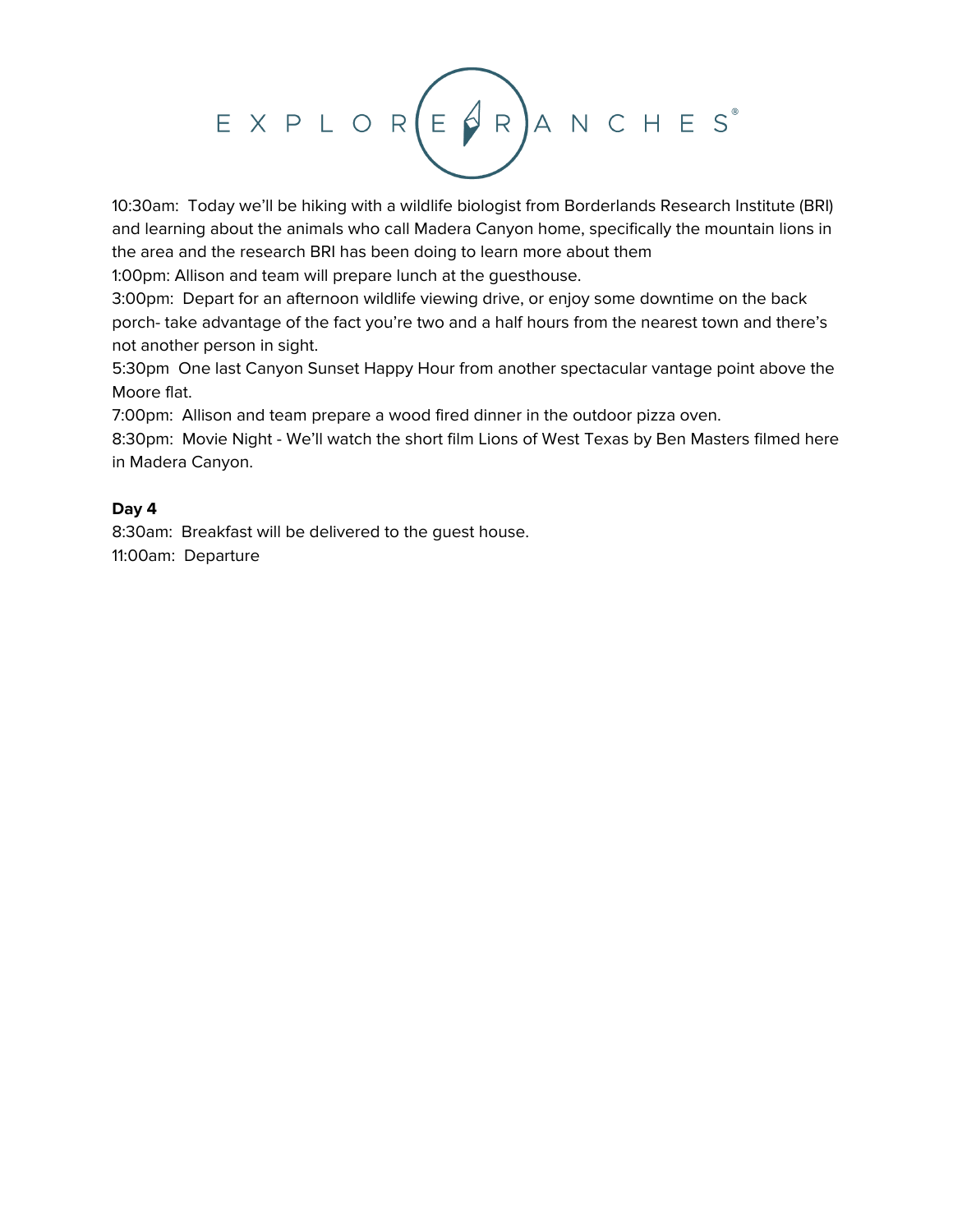10:30am: Today we'll be hiking with a wildlife biologist from Borderlands Research Institute (BRI) and learning about the animals who call Madera Canyon home, specifically the mountain lions in the area and the research BRI has been doing to learn more about them

1:00pm: Allison and team will prepare lunch at the guesthouse.

3:00pm: Depart for an afternoon wildlife viewing drive, or enjoy some downtime on the back porch- take advantage of the fact you're two and a half hours from the nearest town and there's not another person in sight.

5:30pm One last Canyon Sunset Happy Hour from another spectacular vantage point above the Moore flat.

7:00pm: Allison and team prepare a wood fired dinner in the outdoor pizza oven.

8:30pm: Movie Night - We'll watch the short film Lions of West Texas by Ben Masters filmed here in Madera Canyon.

**Day 4**

8:30am: Breakfast will be delivered to the guest house.

11:00am: Departure